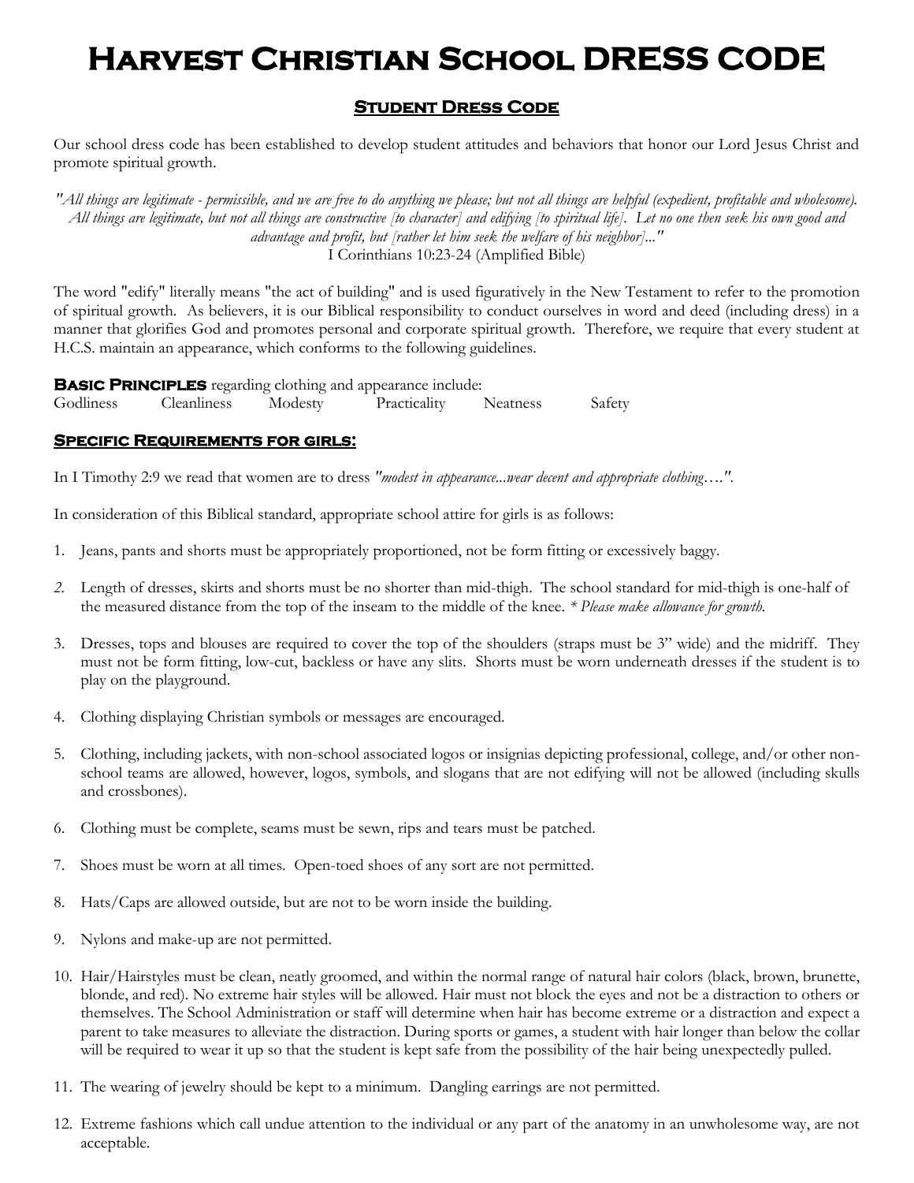# Harvest Christian School DRESS CODE

## Student Dress Code

Our school dress code has been established to develop student attitudes and behaviors that honor our Lord Jesus Christ and promote spiritual growth.

*"All things are legitimate - permissible, and we are free to do anything we please; but not all things are helpful (expedient, profitable and wholesome). All things are legitimate, but not all things are constructive [to character] and edifying [to spiritual life]. Let no one then seek his own good and advantage and profit, but [rather let him seek the welfare of his neighbor]..."*
I Corinthians 10:23-24 (Amplified Bible)

The word "edify" literally means "the act of building" and is used figuratively in the New Testament to refer to the promotion of spiritual growth. As believers, it is our Biblical responsibility to conduct ourselves in word and deed (including dress) in a manner that glorifies God and promotes personal and corporate spiritual growth. Therefore, we require that every student at H.C.S. maintain an appearance, which conforms to the following guidelines.

**Basic Principles** regarding clothing and appearance include:
Godliness Cleanliness Modesty Practicality Neatness Safety

### Specific Requirements for girls:

In I Timothy 2:9 we read that women are to dress *"modest in appearance...wear decent and appropriate clothing…."*.

In consideration of this Biblical standard, appropriate school attire for girls is as follows:

1. Jeans, pants and shorts must be appropriately proportioned, not be form fitting or excessively baggy.
2. Length of dresses, skirts and shorts must be no shorter than mid-thigh. The school standard for mid-thigh is one-half of the measured distance from the top of the inseam to the middle of the knee. * *Please make allowance for growth.*
3. Dresses, tops and blouses are required to cover the top of the shoulders (straps must be 3" wide) and the midriff. They must not be form fitting, low-cut, backless or have any slits. Shorts must be worn underneath dresses if the student is to play on the playground.
4. Clothing displaying Christian symbols or messages are encouraged.
5. Clothing, including jackets, with non-school associated logos or insignias depicting professional, college, and/or other non-school teams are allowed, however, logos, symbols, and slogans that are not edifying will not be allowed (including skulls and crossbones).
6. Clothing must be complete, seams must be sewn, rips and tears must be patched.
7. Shoes must be worn at all times. Open-toed shoes of any sort are not permitted.
8. Hats/Caps are allowed outside, but are not to be worn inside the building.
9. Nylons and make-up are not permitted.
10. Hair/Hairstyles must be clean, neatly groomed, and within the normal range of natural hair colors (black, brown, brunette, blonde, and red). No extreme hair styles will be allowed. Hair must not block the eyes and not be a distraction to others or themselves. The School Administration or staff will determine when hair has become extreme or a distraction and expect a parent to take measures to alleviate the distraction. During sports or games, a student with hair longer than below the collar will be required to wear it up so that the student is kept safe from the possibility of the hair being unexpectedly pulled.
11. The wearing of jewelry should be kept to a minimum. Dangling earrings are not permitted.
12. Extreme fashions which call undue attention to the individual or any part of the anatomy in an unwholesome way, are not acceptable.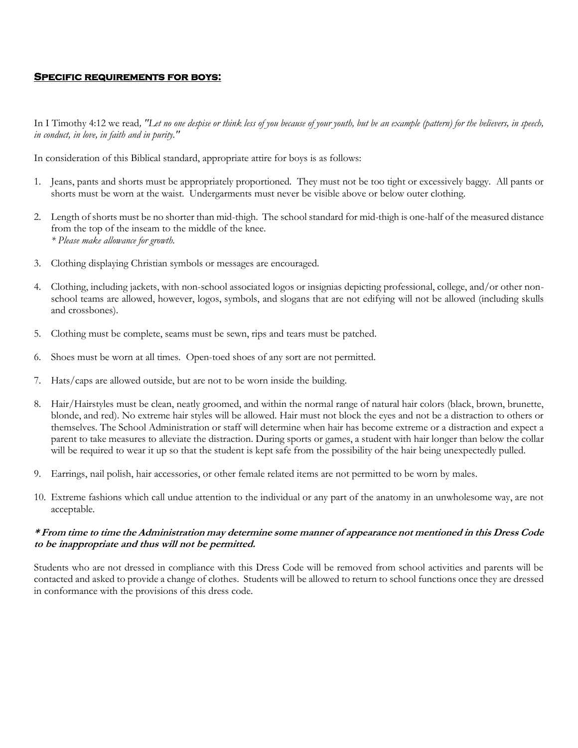## **Specific requirements for boys:**

In I Timothy 4:12 we read, *"Let no one despise or think less of you because of your youth, but be an example (pattern) for the believers, in speech, in conduct, in love, in faith and in purity."*

In consideration of this Biblical standard, appropriate attire for boys is as follows:

1. Jeans, pants and shorts must be appropriately proportioned. They must not be too tight or excessively baggy. All pants or shorts must be worn at the waist. Undergarments must never be visible above or below outer clothing.
2. Length of shorts must be no shorter than mid-thigh. The school standard for mid-thigh is one-half of the measured distance from the top of the inseam to the middle of the knee.
   *\* Please make allowance for growth.*
3. Clothing displaying Christian symbols or messages are encouraged.
4. Clothing, including jackets, with non-school associated logos or insignias depicting professional, college, and/or other non-school teams are allowed, however, logos, symbols, and slogans that are not edifying will not be allowed (including skulls and crossbones).
5. Clothing must be complete, seams must be sewn, rips and tears must be patched.
6. Shoes must be worn at all times. Open-toed shoes of any sort are not permitted.
7. Hats/caps are allowed outside, but are not to be worn inside the building.
8. Hair/Hairstyles must be clean, neatly groomed, and within the normal range of natural hair colors (black, brown, brunette, blonde, and red). No extreme hair styles will be allowed. Hair must not block the eyes and not be a distraction to others or themselves. The School Administration or staff will determine when hair has become extreme or a distraction and expect a parent to take measures to alleviate the distraction. During sports or games, a student with hair longer than below the collar will be required to wear it up so that the student is kept safe from the possibility of the hair being unexpectedly pulled.
9. Earrings, nail polish, hair accessories, or other female related items are not permitted to be worn by males.
10. Extreme fashions which call undue attention to the individual or any part of the anatomy in an unwholesome way, are not acceptable.

***\* From time to time the Administration may determine some manner of appearance not mentioned in this Dress Code to be inappropriate and thus will not be permitted.***

Students who are not dressed in compliance with this Dress Code will be removed from school activities and parents will be contacted and asked to provide a change of clothes. Students will be allowed to return to school functions once they are dressed in conformance with the provisions of this dress code.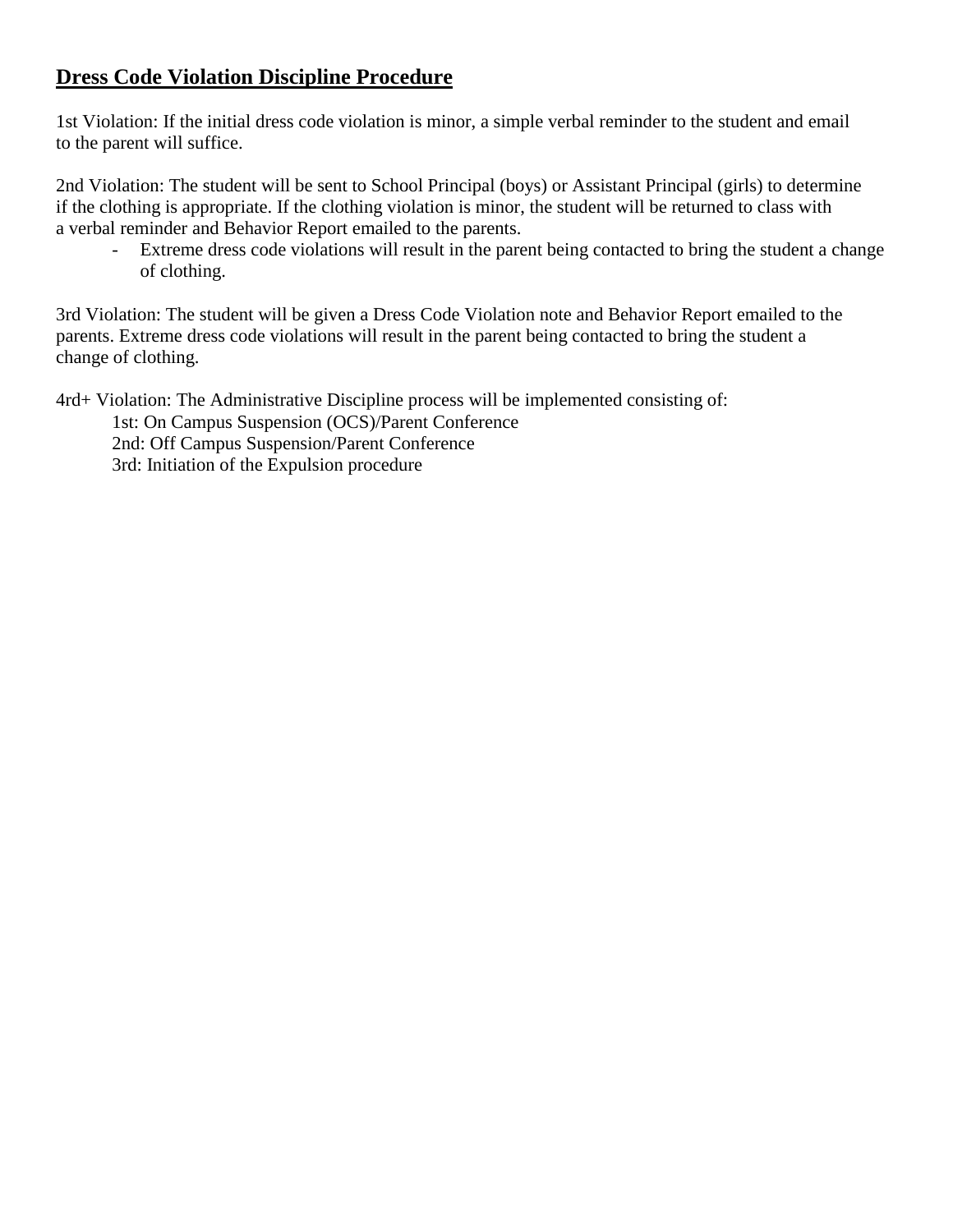## **Dress Code Violation Discipline Procedure**

1st Violation: If the initial dress code violation is minor, a simple verbal reminder to the student and email to the parent will suffice.

2nd Violation: The student will be sent to School Principal (boys) or Assistant Principal (girls) to determine if the clothing is appropriate. If the clothing violation is minor, the student will be returned to class with a verbal reminder and Behavior Report emailed to the parents.

- Extreme dress code violations will result in the parent being contacted to bring the student a change of clothing.

3rd Violation: The student will be given a Dress Code Violation note and Behavior Report emailed to the parents. Extreme dress code violations will result in the parent being contacted to bring the student a change of clothing.

4rd+ Violation: The Administrative Discipline process will be implemented consisting of:

1st: On Campus Suspension (OCS)/Parent Conference
2nd: Off Campus Suspension/Parent Conference
3rd: Initiation of the Expulsion procedure